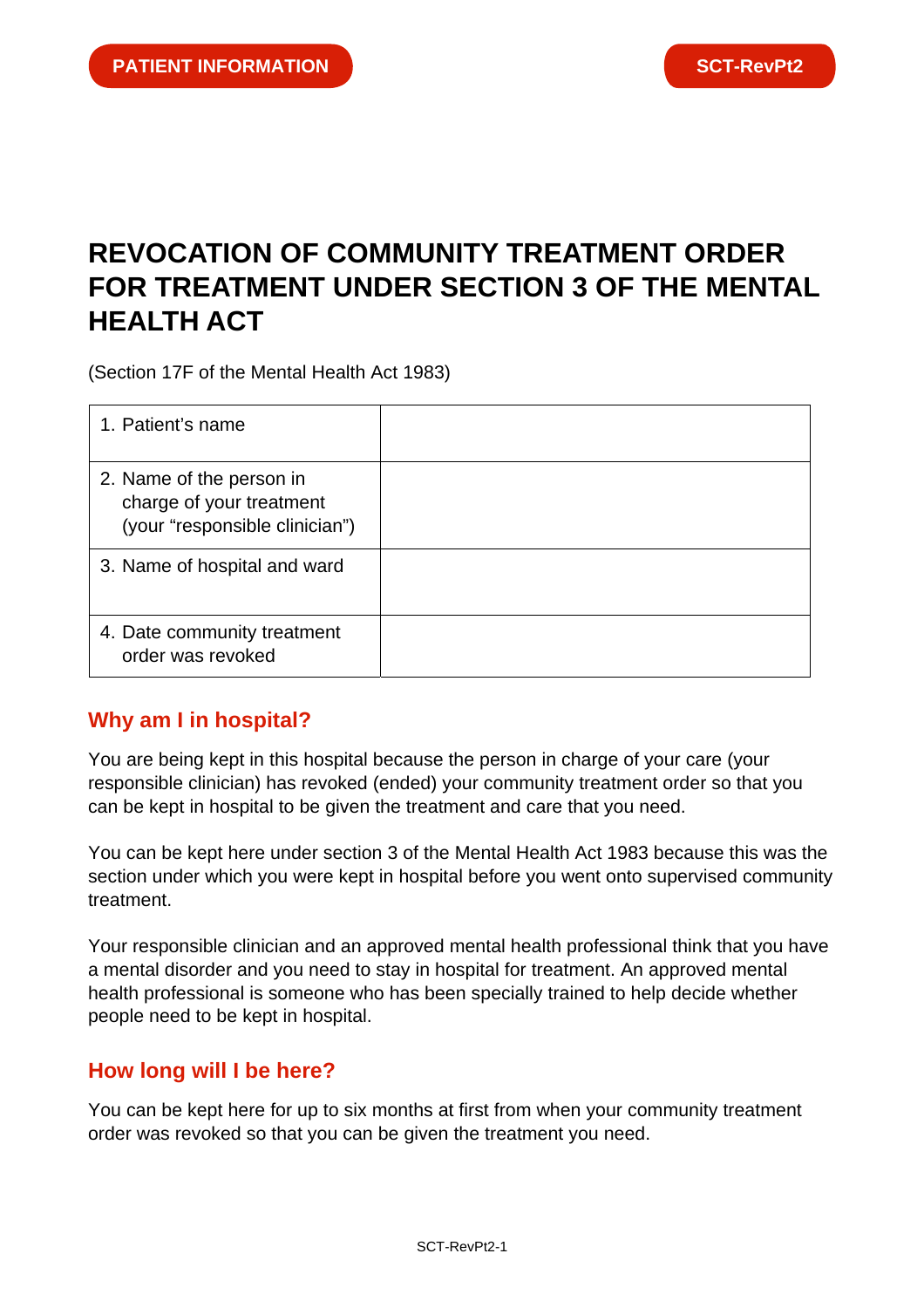PATIENT INFORMATION

SCT-RevPt2

# REVOCATION OF COMMUNITY TREATMENT ORDER FOR TREATMENT UNDER SECTION 3 OF THE MENTAL HEALTH ACT

(Section 17F of the Mental Health Act 1983)

| | |
|---|---|
| 1. Patient's name | |
| 2. Name of the person in charge of your treatment (your "responsible clinician") | |
| 3. Name of hospital and ward | |
| 4. Date community treatment order was revoked | |

## Why am I in hospital?

You are being kept in this hospital because the person in charge of your care (your responsible clinician) has revoked (ended) your community treatment order so that you can be kept in hospital to be given the treatment and care that you need.

You can be kept here under section 3 of the Mental Health Act 1983 because this was the section under which you were kept in hospital before you went onto supervised community treatment.

Your responsible clinician and an approved mental health professional think that you have a mental disorder and you need to stay in hospital for treatment. An approved mental health professional is someone who has been specially trained to help decide whether people need to be kept in hospital.

## How long will I be here?

You can be kept here for up to six months at first from when your community treatment order was revoked so that you can be given the treatment you need.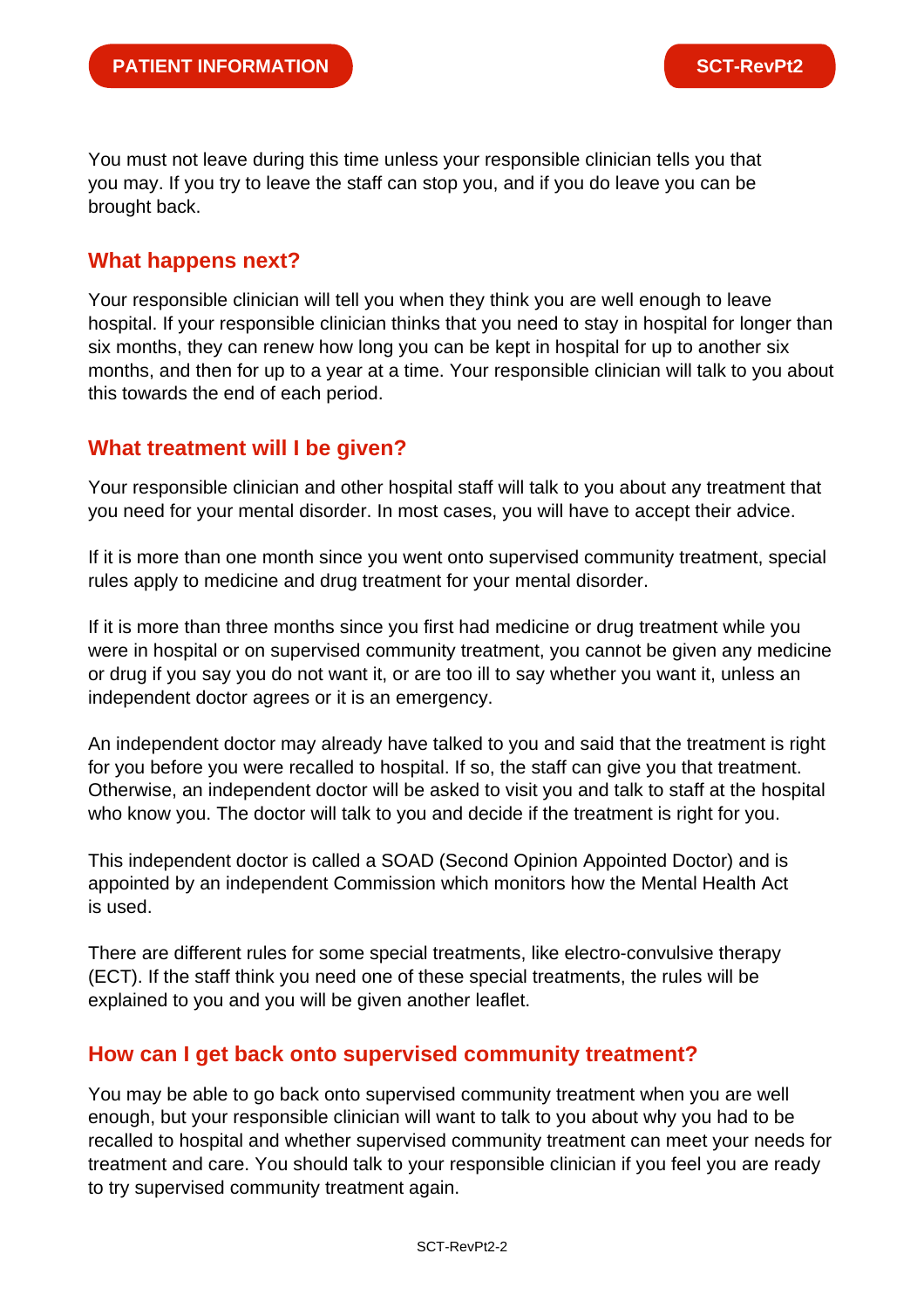You must not leave during this time unless your responsible clinician tells you that you may. If you try to leave the staff can stop you, and if you do leave you can be brought back.

## What happens next?

Your responsible clinician will tell you when they think you are well enough to leave hospital. If your responsible clinician thinks that you need to stay in hospital for longer than six months, they can renew how long you can be kept in hospital for up to another six months, and then for up to a year at a time. Your responsible clinician will talk to you about this towards the end of each period.

## What treatment will I be given?

Your responsible clinician and other hospital staff will talk to you about any treatment that you need for your mental disorder. In most cases, you will have to accept their advice.

If it is more than one month since you went onto supervised community treatment, special rules apply to medicine and drug treatment for your mental disorder.

If it is more than three months since you first had medicine or drug treatment while you were in hospital or on supervised community treatment, you cannot be given any medicine or drug if you say you do not want it, or are too ill to say whether you want it, unless an independent doctor agrees or it is an emergency.

An independent doctor may already have talked to you and said that the treatment is right for you before you were recalled to hospital. If so, the staff can give you that treatment. Otherwise, an independent doctor will be asked to visit you and talk to staff at the hospital who know you. The doctor will talk to you and decide if the treatment is right for you.

This independent doctor is called a SOAD (Second Opinion Appointed Doctor) and is appointed by an independent Commission which monitors how the Mental Health Act is used.

There are different rules for some special treatments, like electro-convulsive therapy (ECT). If the staff think you need one of these special treatments, the rules will be explained to you and you will be given another leaflet.

## How can I get back onto supervised community treatment?

You may be able to go back onto supervised community treatment when you are well enough, but your responsible clinician will want to talk to you about why you had to be recalled to hospital and whether supervised community treatment can meet your needs for treatment and care. You should talk to your responsible clinician if you feel you are ready to try supervised community treatment again.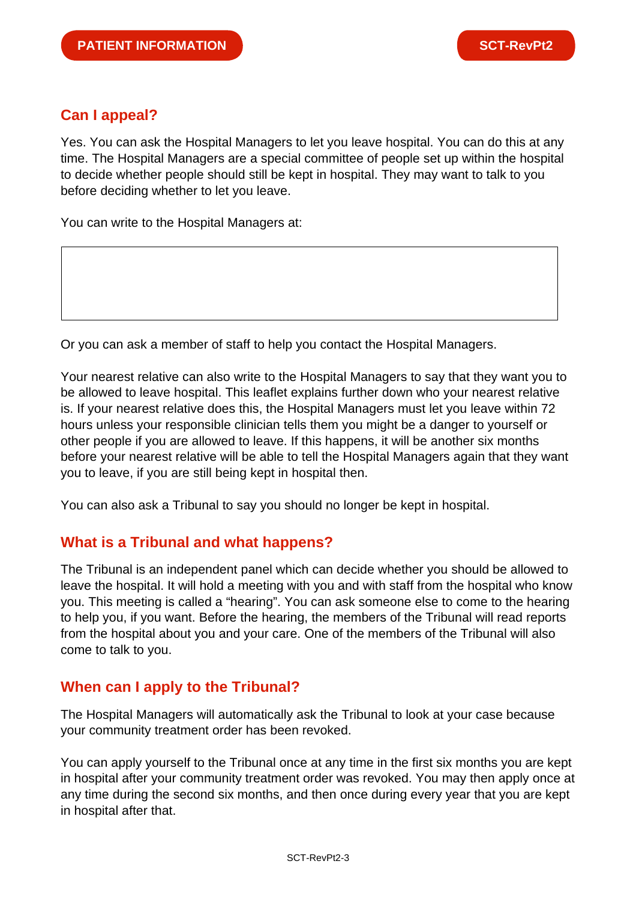## Can I appeal?

Yes. You can ask the Hospital Managers to let you leave hospital. You can do this at any time. The Hospital Managers are a special committee of people set up within the hospital to decide whether people should still be kept in hospital. They may want to talk to you before deciding whether to let you leave.

You can write to the Hospital Managers at:

| |
|---|
| |

Or you can ask a member of staff to help you contact the Hospital Managers.

Your nearest relative can also write to the Hospital Managers to say that they want you to be allowed to leave hospital. This leaflet explains further down who your nearest relative is. If your nearest relative does this, the Hospital Managers must let you leave within 72 hours unless your responsible clinician tells them you might be a danger to yourself or other people if you are allowed to leave. If this happens, it will be another six months before your nearest relative will be able to tell the Hospital Managers again that they want you to leave, if you are still being kept in hospital then.

You can also ask a Tribunal to say you should no longer be kept in hospital.

## What is a Tribunal and what happens?

The Tribunal is an independent panel which can decide whether you should be allowed to leave the hospital. It will hold a meeting with you and with staff from the hospital who know you. This meeting is called a “hearing”. You can ask someone else to come to the hearing to help you, if you want. Before the hearing, the members of the Tribunal will read reports from the hospital about you and your care. One of the members of the Tribunal will also come to talk to you.

## When can I apply to the Tribunal?

The Hospital Managers will automatically ask the Tribunal to look at your case because your community treatment order has been revoked.

You can apply yourself to the Tribunal once at any time in the first six months you are kept in hospital after your community treatment order was revoked. You may then apply once at any time during the second six months, and then once during every year that you are kept in hospital after that.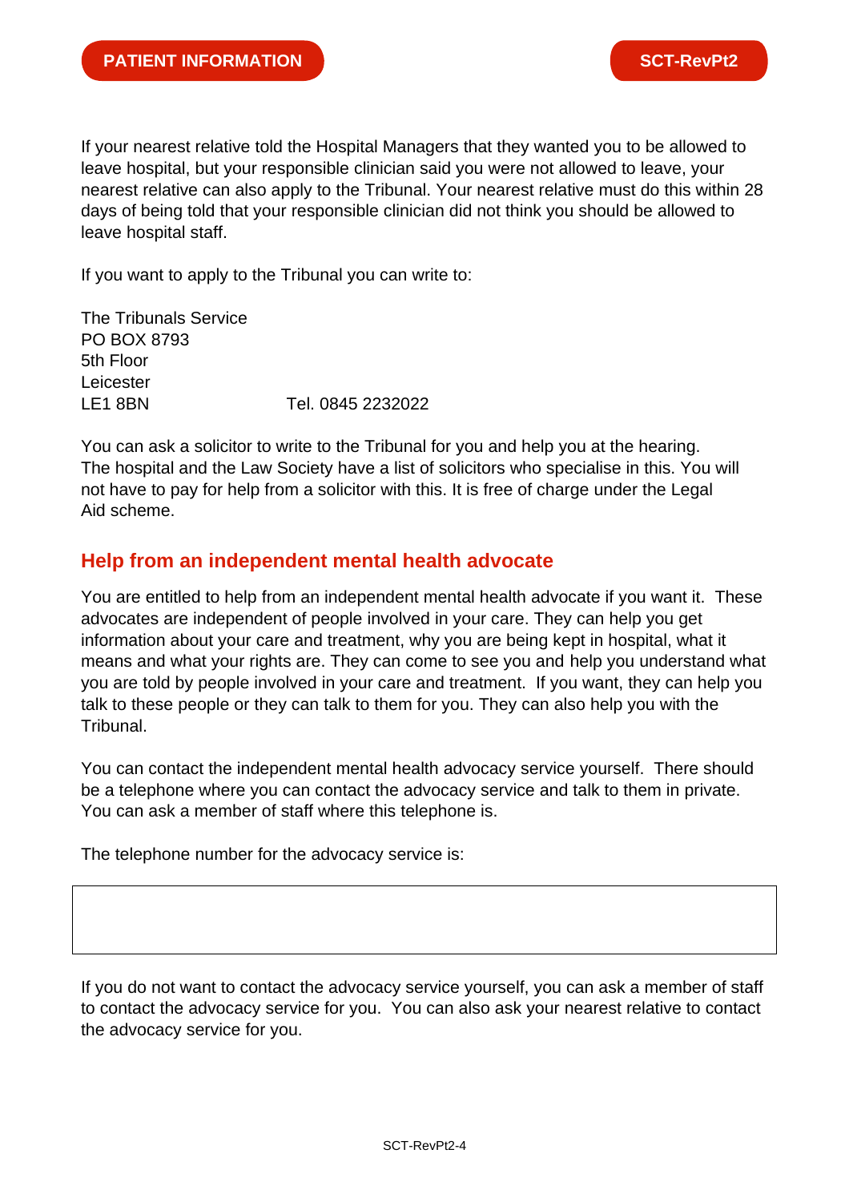If your nearest relative told the Hospital Managers that they wanted you to be allowed to leave hospital, but your responsible clinician said you were not allowed to leave, your nearest relative can also apply to the Tribunal. Your nearest relative must do this within 28 days of being told that your responsible clinician did not think you should be allowed to leave hospital staff.

If you want to apply to the Tribunal you can write to:

The Tribunals Service
PO BOX 8793
5th Floor
Leicester
LE1 8BN Tel. 0845 2232022

You can ask a solicitor to write to the Tribunal for you and help you at the hearing. The hospital and the Law Society have a list of solicitors who specialise in this. You will not have to pay for help from a solicitor with this. It is free of charge under the Legal Aid scheme.

## Help from an independent mental health advocate

You are entitled to help from an independent mental health advocate if you want it. These advocates are independent of people involved in your care. They can help you get information about your care and treatment, why you are being kept in hospital, what it means and what your rights are. They can come to see you and help you understand what you are told by people involved in your care and treatment. If you want, they can help you talk to these people or they can talk to them for you. They can also help you with the Tribunal.

You can contact the independent mental health advocacy service yourself. There should be a telephone where you can contact the advocacy service and talk to them in private. You can ask a member of staff where this telephone is.

The telephone number for the advocacy service is:

| |
|---|
| |

If you do not want to contact the advocacy service yourself, you can ask a member of staff to contact the advocacy service for you. You can also ask your nearest relative to contact the advocacy service for you.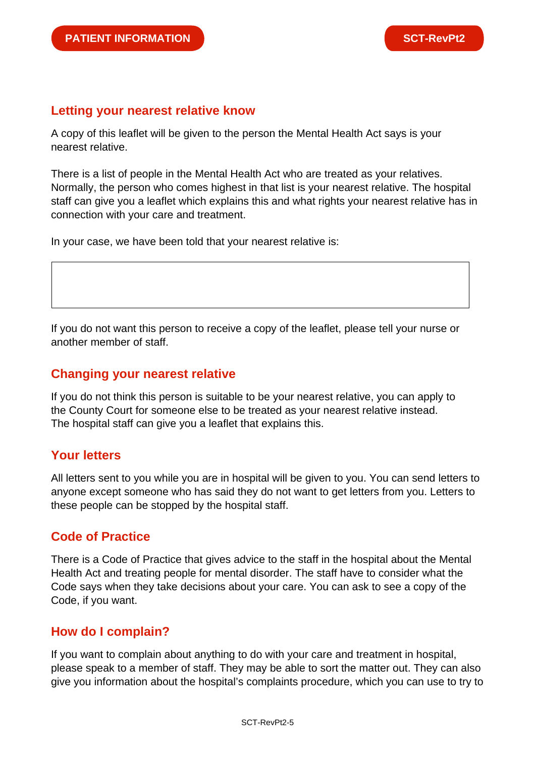## Letting your nearest relative know

A copy of this leaflet will be given to the person the Mental Health Act says is your nearest relative.

There is a list of people in the Mental Health Act who are treated as your relatives. Normally, the person who comes highest in that list is your nearest relative. The hospital staff can give you a leaflet which explains this and what rights your nearest relative has in connection with your care and treatment.

In your case, we have been told that your nearest relative is:

| |
|---|
| |

If you do not want this person to receive a copy of the leaflet, please tell your nurse or another member of staff.

## Changing your nearest relative

If you do not think this person is suitable to be your nearest relative, you can apply to the County Court for someone else to be treated as your nearest relative instead. The hospital staff can give you a leaflet that explains this.

## Your letters

All letters sent to you while you are in hospital will be given to you. You can send letters to anyone except someone who has said they do not want to get letters from you. Letters to these people can be stopped by the hospital staff.

## Code of Practice

There is a Code of Practice that gives advice to the staff in the hospital about the Mental Health Act and treating people for mental disorder. The staff have to consider what the Code says when they take decisions about your care. You can ask to see a copy of the Code, if you want.

## How do I complain?

If you want to complain about anything to do with your care and treatment in hospital, please speak to a member of staff. They may be able to sort the matter out. They can also give you information about the hospital's complaints procedure, which you can use to try to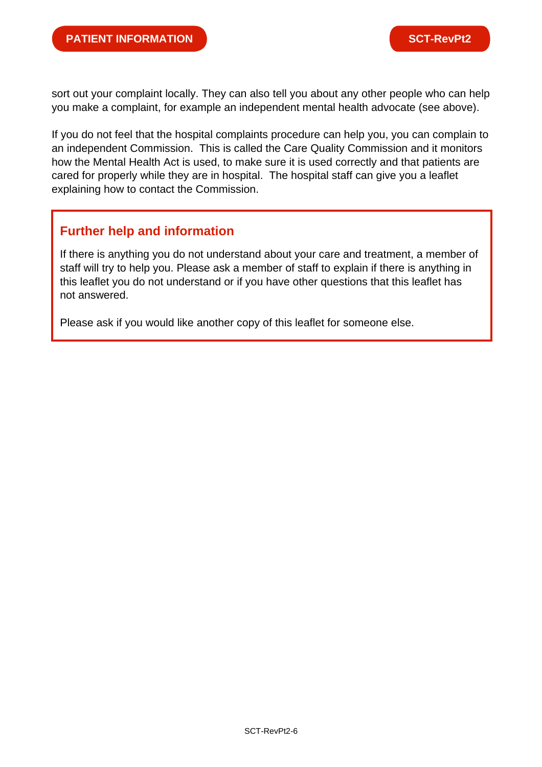sort out your complaint locally. They can also tell you about any other people who can help you make a complaint, for example an independent mental health advocate (see above).

If you do not feel that the hospital complaints procedure can help you, you can complain to an independent Commission. This is called the Care Quality Commission and it monitors how the Mental Health Act is used, to make sure it is used correctly and that patients are cared for properly while they are in hospital. The hospital staff can give you a leaflet explaining how to contact the Commission.

## Further help and information

If there is anything you do not understand about your care and treatment, a member of staff will try to help you. Please ask a member of staff to explain if there is anything in this leaflet you do not understand or if you have other questions that this leaflet has not answered.

Please ask if you would like another copy of this leaflet for someone else.